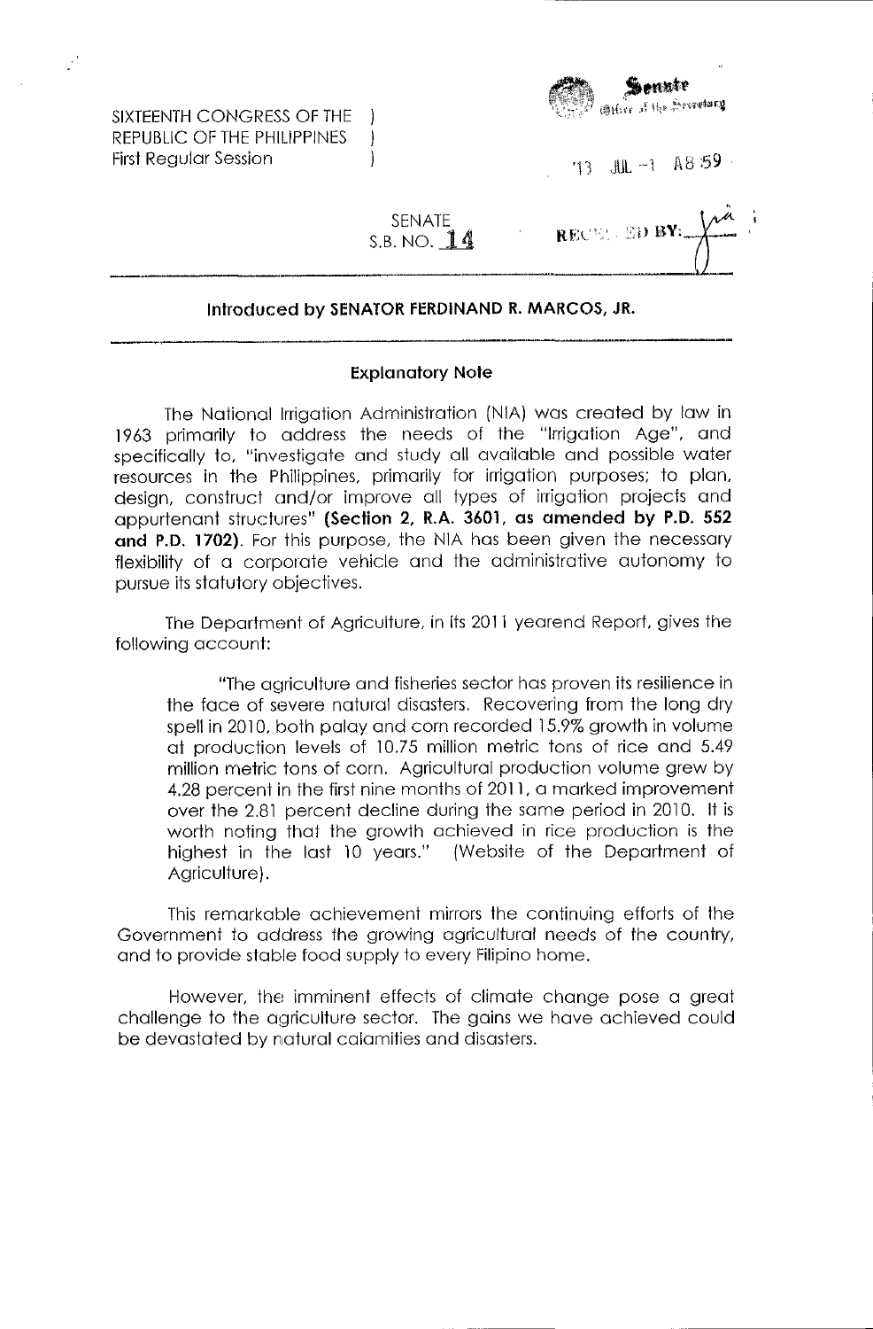SIXTEENTH CONGRESS OF THE )
REPUBLIC OF THE PHILIPPINES )
First Regular Session )

Senate
Office of the Secretary

'13 JUL -1 A8:59

SENATE
S.B. NO. 14

RECEIVED BY:

**Introduced by SENATOR FERDINAND R. MARCOS, JR.**

**Explanatory Note**

The National Irrigation Administration (NIA) was created by law in 1963 primarily to address the needs of the "Irrigation Age", and specifically to, "investigate and study all available and possible water resources in the Philippines, primarily for irrigation purposes; to plan, design, construct and/or improve all types of irrigation projects and appurtenant structures" **(Section 2, R.A. 3601, as amended by P.D. 552 and P.D. 1702)**. For this purpose, the NIA has been given the necessary flexibility of a corporate vehicle and the administrative autonomy to pursue its statutory objectives.

The Department of Agriculture, in its 2011 yearend Report, gives the following account:

> "The agriculture and fisheries sector has proven its resilience in the face of severe natural disasters. Recovering from the long dry spell in 2010, both palay and corn recorded 15.9% growth in volume at production levels of 10.75 million metric tons of rice and 5.49 million metric tons of corn. Agricultural production volume grew by 4.28 percent in the first nine months of 2011, a marked improvement over the 2.81 percent decline during the same period in 2010. It is worth noting that the growth achieved in rice production is the highest in the last 10 years." (Website of the Department of Agriculture).

This remarkable achievement mirrors the continuing efforts of the Government to address the growing agricultural needs of the country, and to provide stable food supply to every Filipino home.

However, the imminent effects of climate change pose a great challenge to the agriculture sector. The gains we have achieved could be devastated by natural calamities and disasters.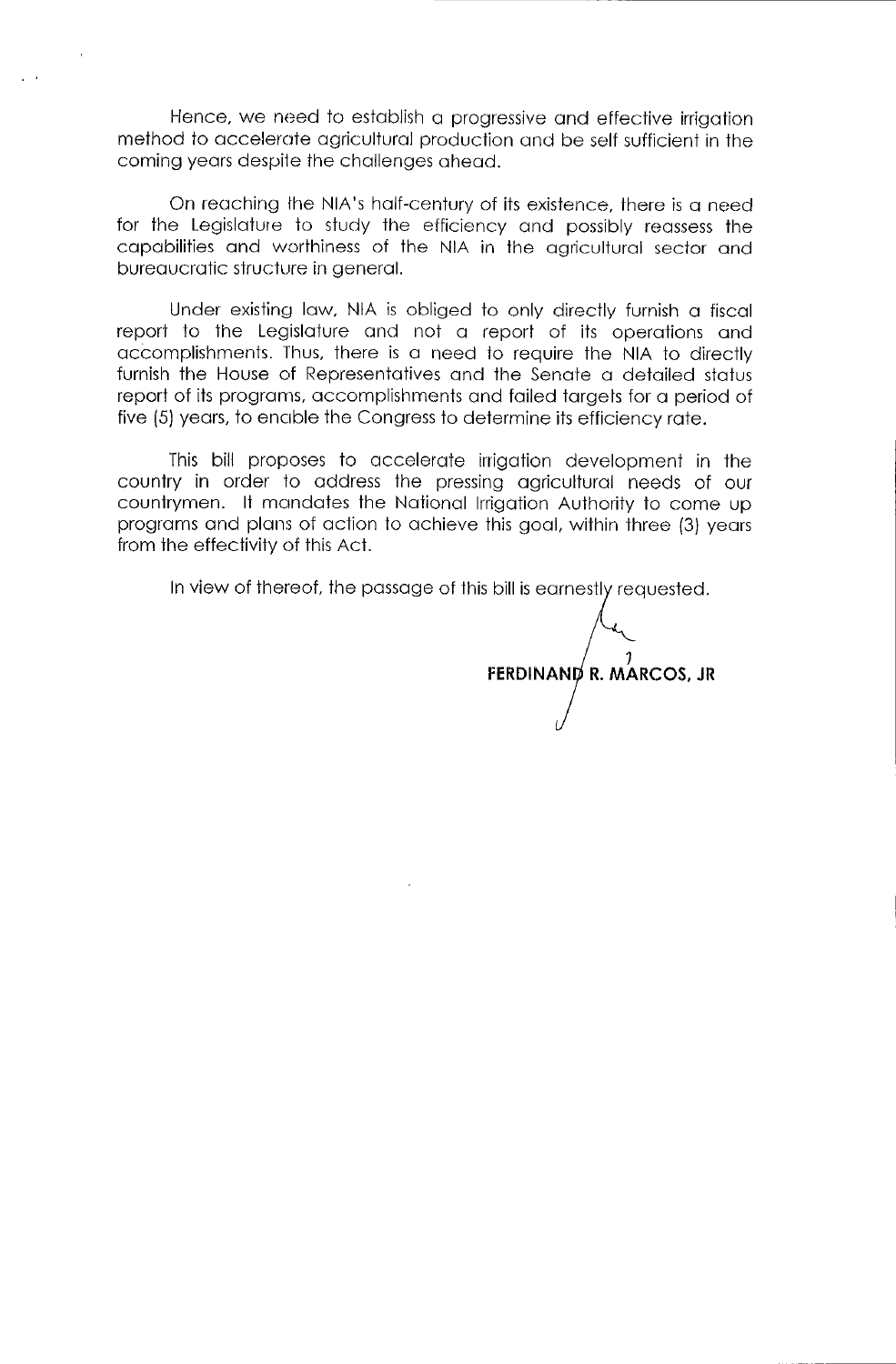Hence, we need to establish a progressive and effective irrigation method to accelerate agricultural production and be self sufficient in the coming years despite the challenges ahead.

On reaching the NIA's half-century of its existence, there is a need for the Legislature to study the efficiency and possibly reassess the capabilities and worthiness of the NIA in the agricultural sector and bureaucratic structure in general.

Under existing law, NIA is obliged to only directly furnish a fiscal report to the Legislature and not a report of its operations and accomplishments. Thus, there is a need to require the NIA to directly furnish the House of Representatives and the Senate a detailed status report of its programs, accomplishments and failed targets for a period of five (5) years, to enable the Congress to determine its efficiency rate.

This bill proposes to accelerate irrigation development in the country in order to address the pressing agricultural needs of our countrymen. It mandates the National Irrigation Authority to come up programs and plans of action to achieve this goal, within three (3) years from the effectivity of this Act.

In view of thereof, the passage of this bill is earnestly requested.

**FERDINAND R. MARCOS, JR**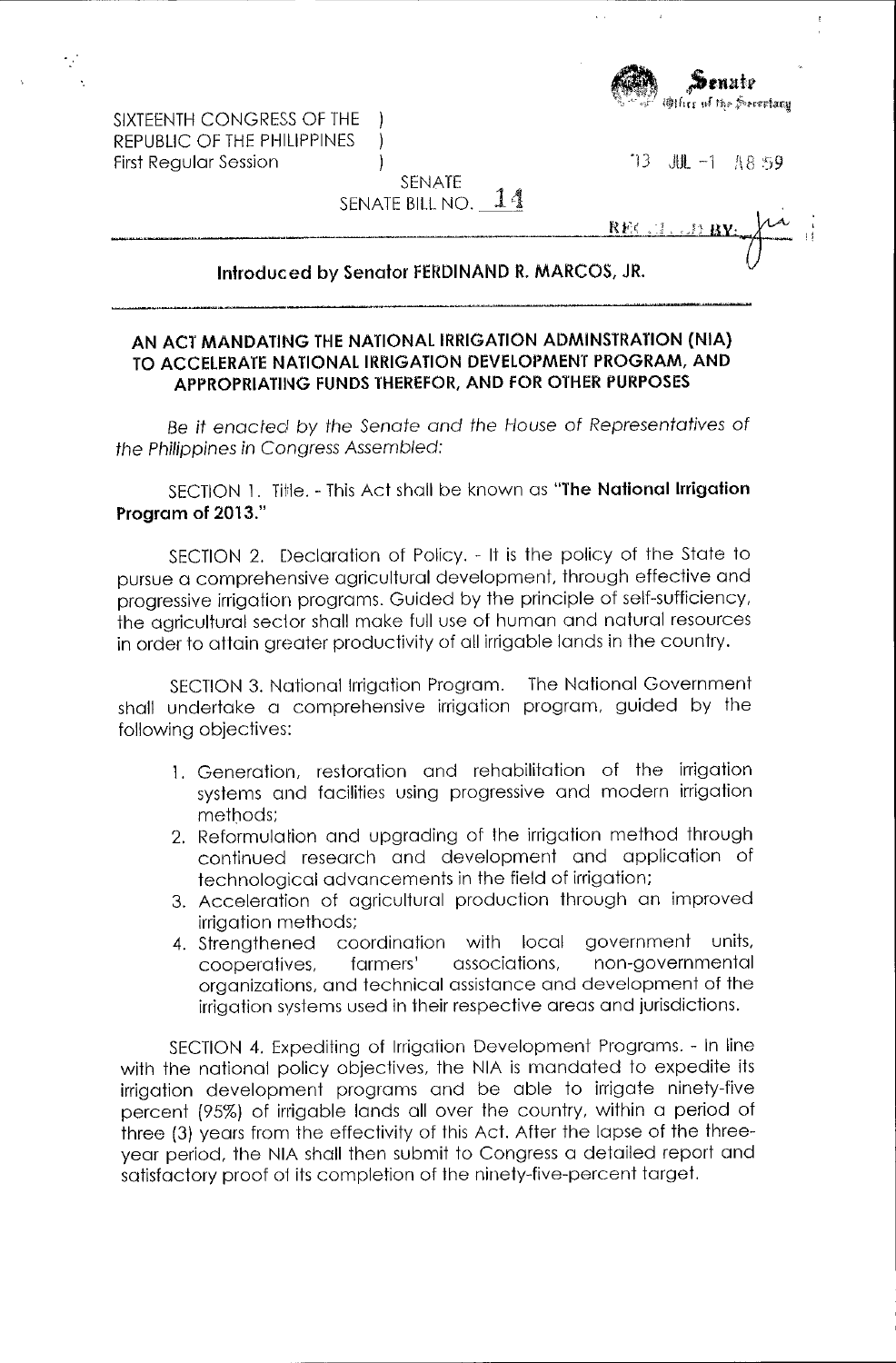SIXTEENTH CONGRESS OF THE REPUBLIC OF THE PHILIPPINES )
First Regular Session )

Senate
Office of the Secretary

'13 JUL -1 A8:59

SENATE
SENATE BILL NO. 14

RECEIVED BY:

**Introduced by Senator FERDINAND R. MARCOS, JR.**

---

## AN ACT MANDATING THE NATIONAL IRRIGATION ADMINSTRATION (NIA) TO ACCELERATE NATIONAL IRRIGATION DEVELOPMENT PROGRAM, AND APPROPRIATING FUNDS THEREFOR, AND FOR OTHER PURPOSES

*Be it enacted by the Senate and the House of Representatives of the Philippines in Congress Assembled:*

SECTION 1. Title. - This Act shall be known as "**The National Irrigation Program of 2013.**"

SECTION 2. Declaration of Policy. - It is the policy of the State to pursue a comprehensive agricultural development, through effective and progressive irrigation programs. Guided by the principle of self-sufficiency, the agricultural sector shall make full use of human and natural resources in order to attain greater productivity of all irrigable lands in the country.

SECTION 3. National Irrigation Program. The National Government shall undertake a comprehensive irrigation program, guided by the following objectives:

1. Generation, restoration and rehabilitation of the irrigation systems and facilities using progressive and modern irrigation methods;
2. Reformulation and upgrading of the irrigation method through continued research and development and application of technological advancements in the field of irrigation;
3. Acceleration of agricultural production through an improved irrigation methods;
4. Strengthened coordination with local government units, cooperatives, farmers' associations, non-governmental organizations, and technical assistance and development of the irrigation systems used in their respective areas and jurisdictions.

SECTION 4. Expediting of Irrigation Development Programs. - In line with the national policy objectives, the NIA is mandated to expedite its irrigation development programs and be able to irrigate ninety-five percent (95%) of irrigable lands all over the country, within a period of three (3) years from the effectivity of this Act. After the lapse of the three-year period, the NIA shall then submit to Congress a detailed report and satisfactory proof of its completion of the ninety-five-percent target.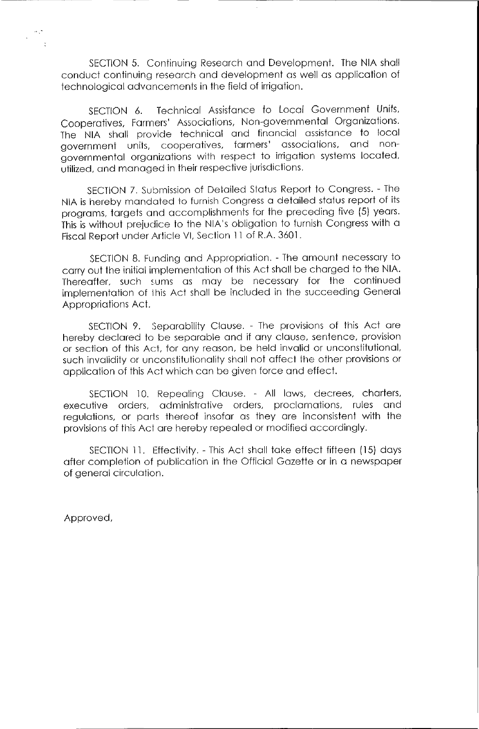SECTION 5. Continuing Research and Development. The NIA shall conduct continuing research and development as well as application of technological advancements in the field of irrigation.

SECTION 6. Technical Assistance to Local Government Units, Cooperatives, Farmers' Associations, Non-governmental Organizations. The NIA shall provide technical and financial assistance to local government units, cooperatives, farmers' associations, and non-governmental organizations with respect to irrigation systems located, utilized, and managed in their respective jurisdictions.

SECTION 7. Submission of Detailed Status Report to Congress. - The NIA is hereby mandated to furnish Congress a detailed status report of its programs, targets and accomplishments for the preceding five (5) years. This is without prejudice to the NIA's obligation to furnish Congress with a Fiscal Report under Article VI, Section 11 of R.A. 3601.

SECTION 8. Funding and Appropriation. - The amount necessary to carry out the initial implementation of this Act shall be charged to the NIA. Thereafter, such sums as may be necessary for the continued implementation of this Act shall be included in the succeeding General Appropriations Act.

SECTION 9. Separability Clause. - The provisions of this Act are hereby declared to be separable and if any clause, sentence, provision or section of this Act, for any reason, be held invalid or unconstitutional, such invalidity or unconstitutionality shall not affect the other provisions or application of this Act which can be given force and effect.

SECTION 10. Repealing Clause. - All laws, decrees, charters, executive orders, administrative orders, proclamations, rules and regulations, or parts thereof insofar as they are inconsistent with the provisions of this Act are hereby repealed or modified accordingly.

SECTION 11. Effectivity. - This Act shall take effect fifteen (15) days after completion of publication in the Official Gazette or in a newspaper of general circulation.

Approved,